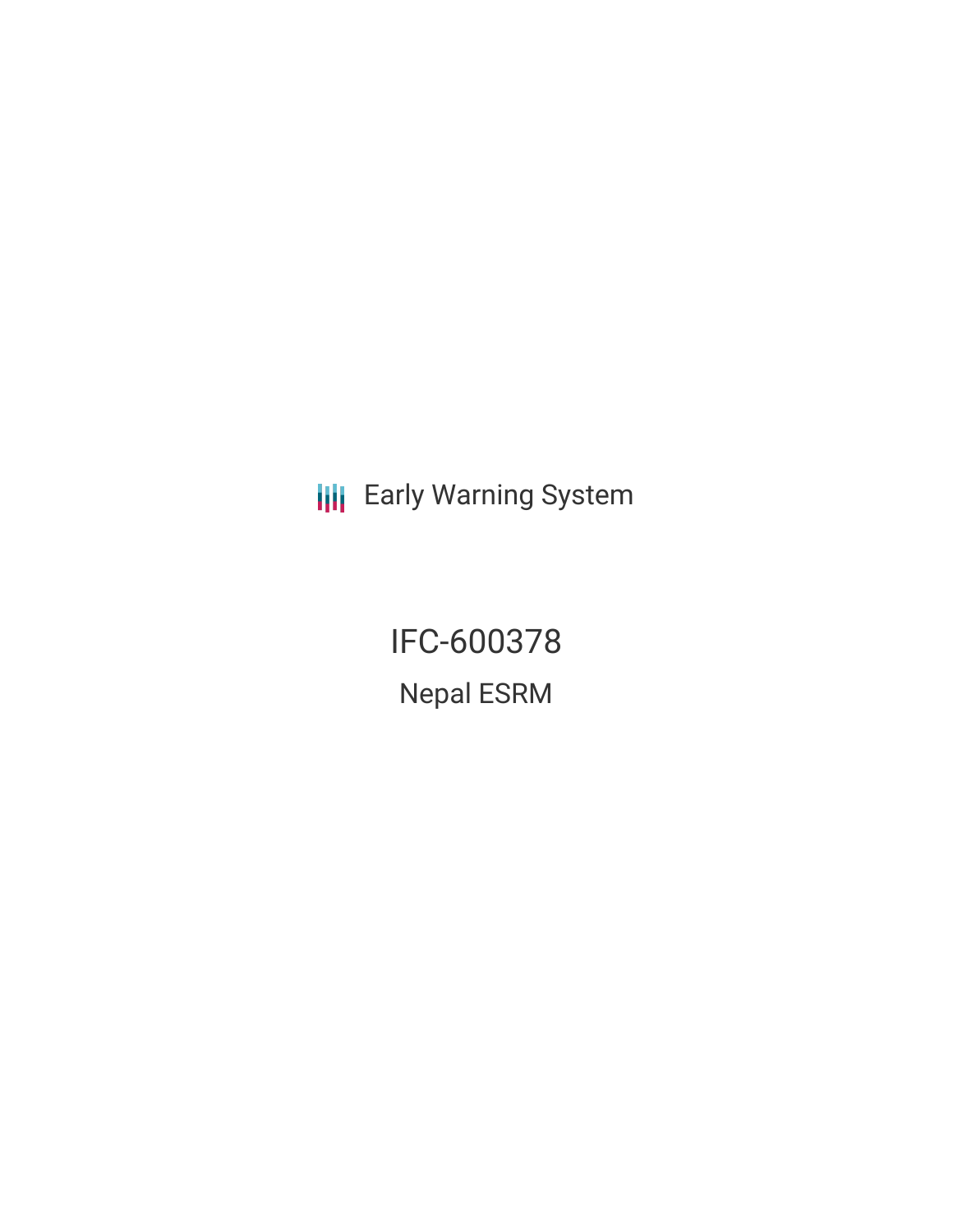Early Warning System

# IFC-600378

## Nepal ESRM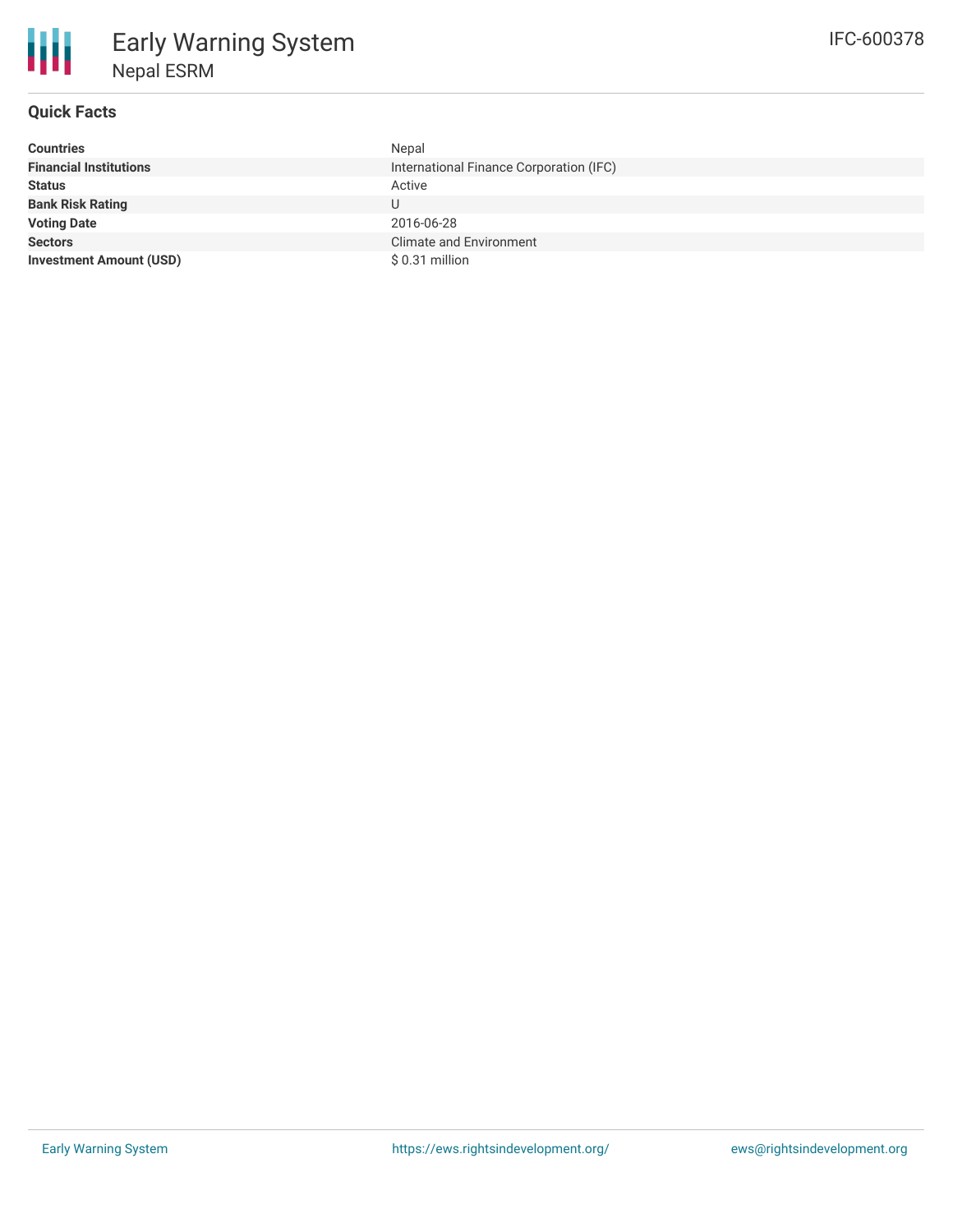# Early Warning System

## Nepal ESRM

IFC-600378

### Quick Facts

| | |
|---|---|
| **Countries** | Nepal |
| **Financial Institutions** | International Finance Corporation (IFC) |
| **Status** | Active |
| **Bank Risk Rating** | U |
| **Voting Date** | 2016-06-28 |
| **Sectors** | Climate and Environment |
| **Investment Amount (USD)** | $ 0.31 million |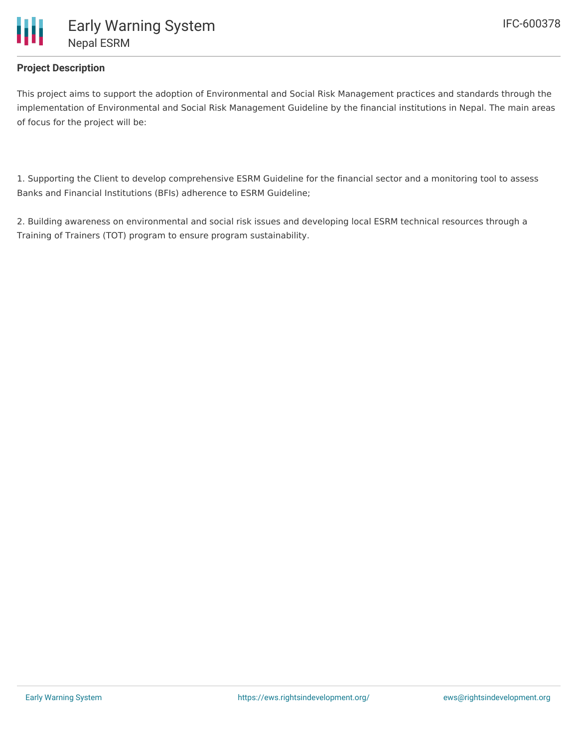## Project Description

This project aims to support the adoption of Environmental and Social Risk Management practices and standards through the implementation of Environmental and Social Risk Management Guideline by the financial institutions in Nepal. The main areas of focus for the project will be:

1. Supporting the Client to develop comprehensive ESRM Guideline for the financial sector and a monitoring tool to assess Banks and Financial Institutions (BFIs) adherence to ESRM Guideline;

2. Building awareness on environmental and social risk issues and developing local ESRM technical resources through a Training of Trainers (TOT) program to ensure program sustainability.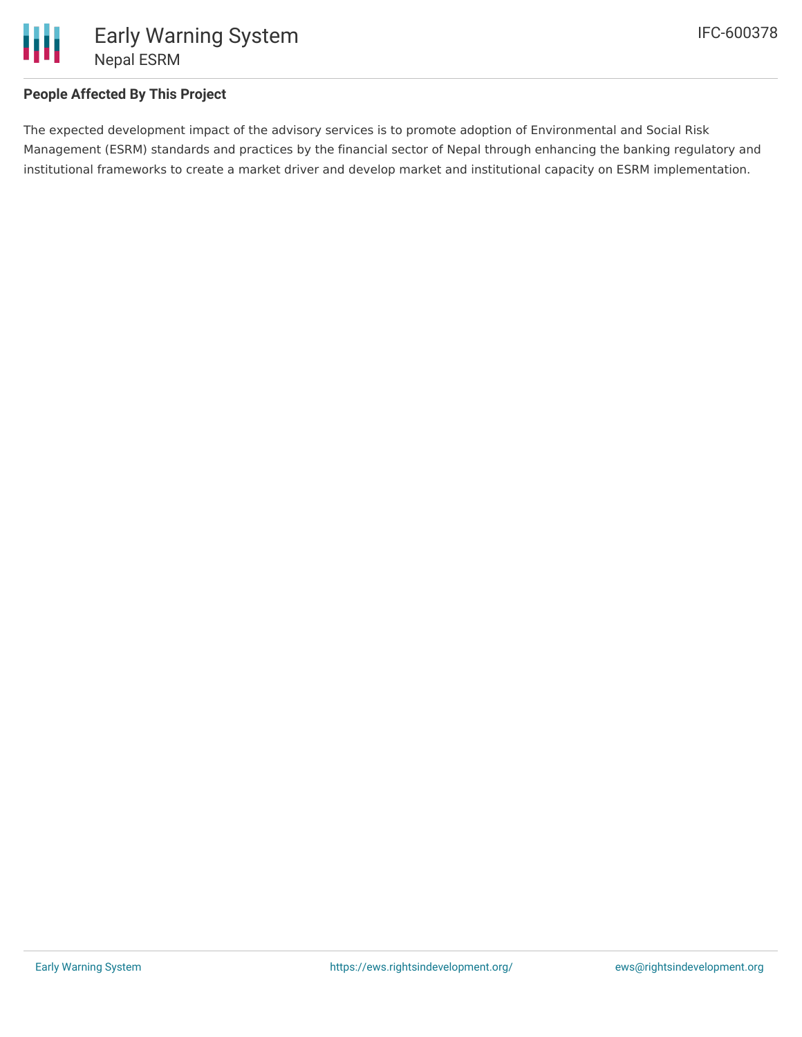### People Affected By This Project

The expected development impact of the advisory services is to promote adoption of Environmental and Social Risk Management (ESRM) standards and practices by the financial sector of Nepal through enhancing the banking regulatory and institutional frameworks to create a market driver and develop market and institutional capacity on ESRM implementation.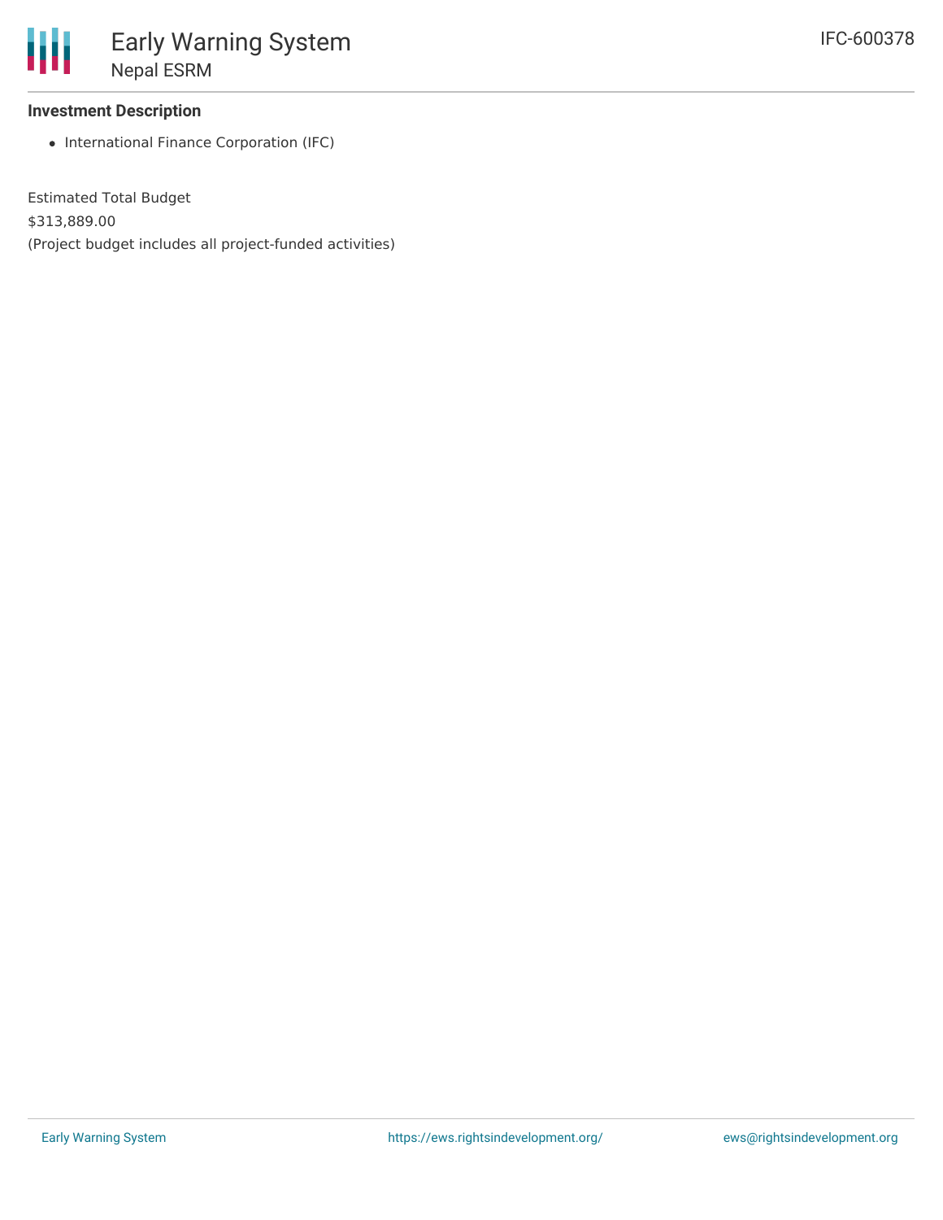### Investment Description

- International Finance Corporation (IFC)

Estimated Total Budget

$313,889.00

(Project budget includes all project-funded activities)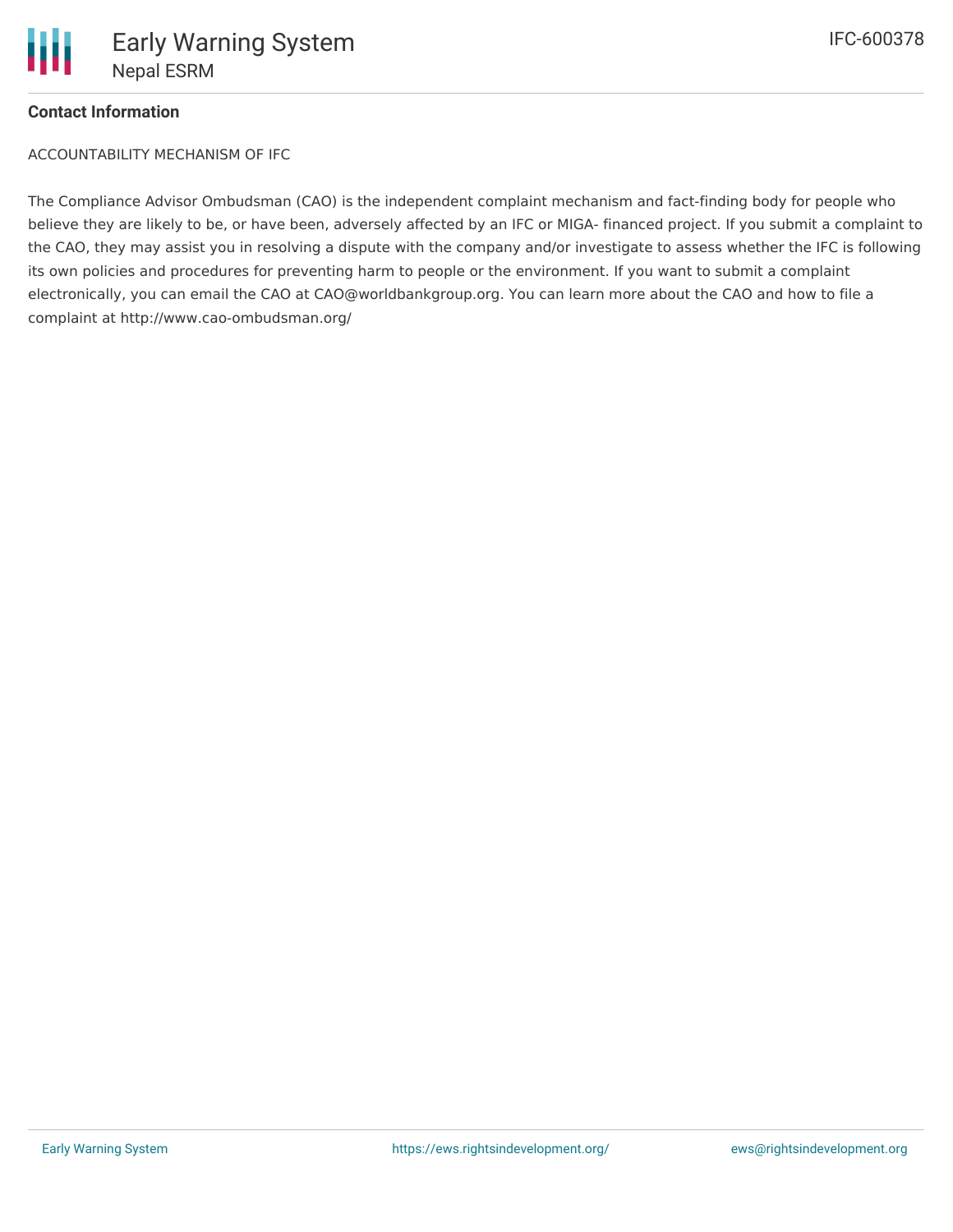**Contact Information**

ACCOUNTABILITY MECHANISM OF IFC

The Compliance Advisor Ombudsman (CAO) is the independent complaint mechanism and fact-finding body for people who believe they are likely to be, or have been, adversely affected by an IFC or MIGA- financed project. If you submit a complaint to the CAO, they may assist you in resolving a dispute with the company and/or investigate to assess whether the IFC is following its own policies and procedures for preventing harm to people or the environment. If you want to submit a complaint electronically, you can email the CAO at CAO@worldbankgroup.org. You can learn more about the CAO and how to file a complaint at http://www.cao-ombudsman.org/